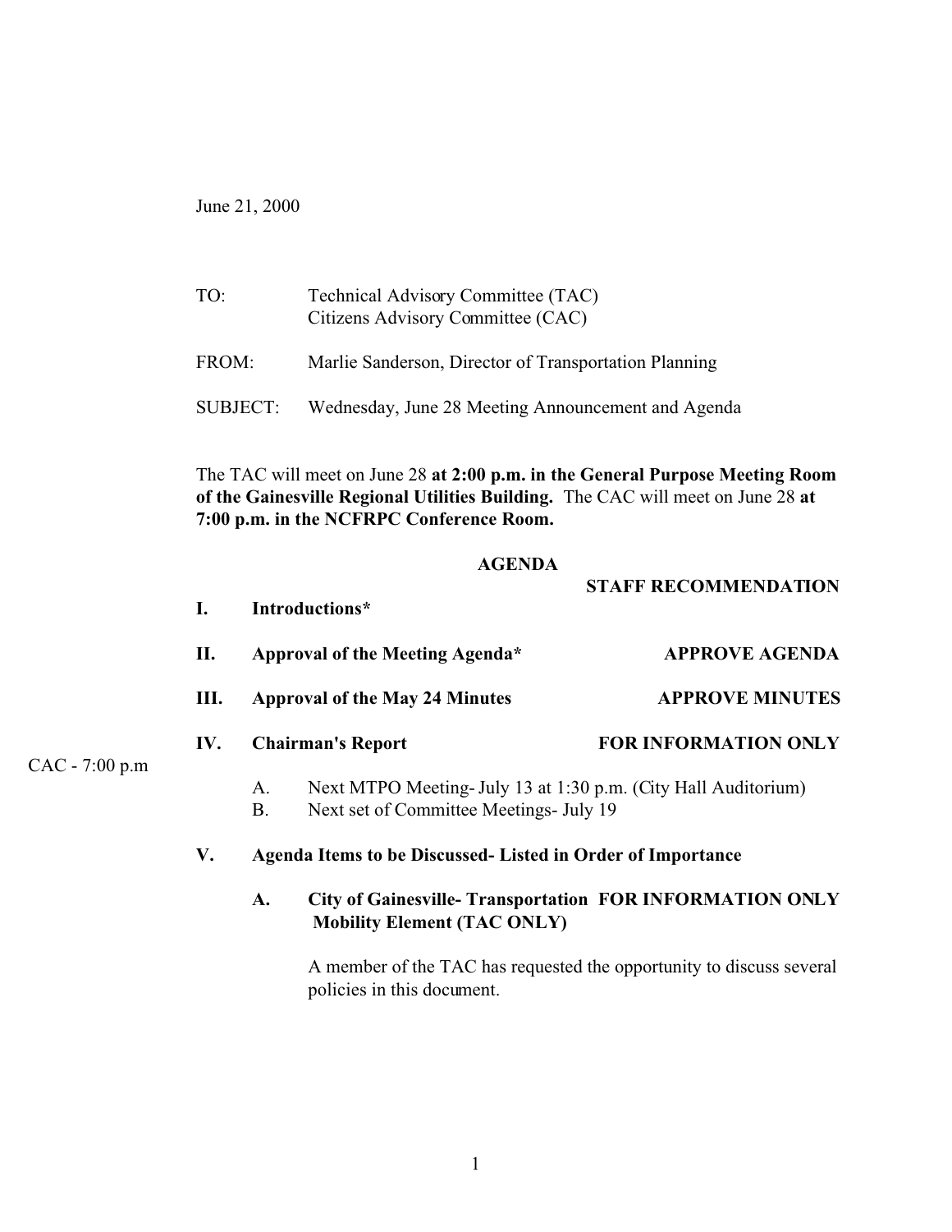June 21, 2000

TO: Technical Advisory Committee (TAC)
Citizens Advisory Committee (CAC)

FROM: Marlie Sanderson, Director of Transportation Planning

SUBJECT: Wednesday, June 28 Meeting Announcement and Agenda

The TAC will meet on June 28 **at 2:00 p.m. in the General Purpose Meeting Room of the Gainesville Regional Utilities Building.** The CAC will meet on June 28 **at 7:00 p.m. in the NCFRPC Conference Room.**

**AGENDA**

| | | **STAFF RECOMMENDATION** |
|---|---|---|
| **I.** | **Introductions*** | |
| **II.** | **Approval of the Meeting Agenda*** | **APPROVE AGENDA** |
| **III.** | **Approval of the May 24 Minutes** | **APPROVE MINUTES** |
| **IV.** | **Chairman's Report** | **FOR INFORMATION ONLY** |

CAC - 7:00 p.m

A. Next MTPO Meeting- July 13 at 1:30 p.m. (City Hall Auditorium)
B. Next set of Committee Meetings- July 19

**V. Agenda Items to be Discussed- Listed in Order of Importance**

**A. City of Gainesville- Transportation Mobility Element (TAC ONLY)** — **FOR INFORMATION ONLY**

A member of the TAC has requested the opportunity to discuss several policies in this document.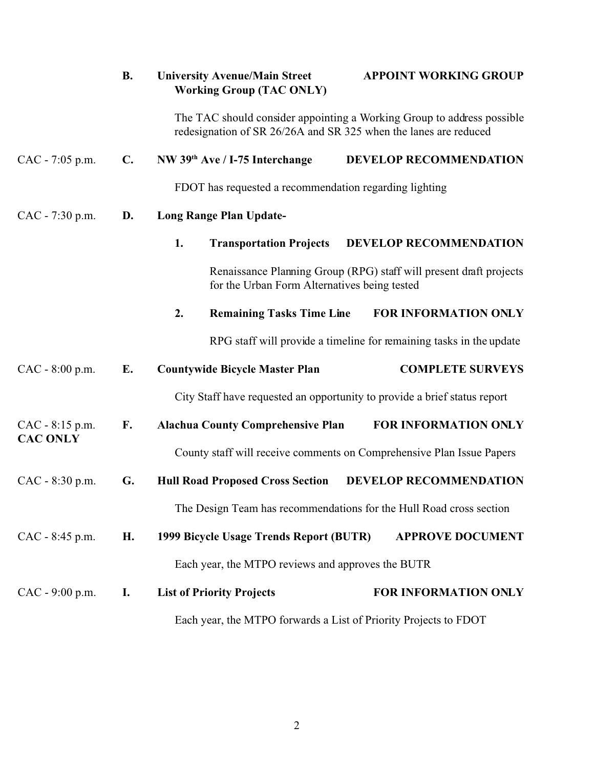**B. University Avenue/Main Street Working Group (TAC ONLY)** — **APPOINT WORKING GROUP**

The TAC should consider appointing a Working Group to address possible redesignation of SR 26/26A and SR 325 when the lanes are reduced

CAC - 7:05 p.m. **C. NW 39th Ave / I-75 Interchange** — **DEVELOP RECOMMENDATION**

FDOT has requested a recommendation regarding lighting

CAC - 7:30 p.m. **D. Long Range Plan Update-**

1. **Transportation Projects** — **DEVELOP RECOMMENDATION**

   Renaissance Planning Group (RPG) staff will present draft projects for the Urban Form Alternatives being tested

2. **Remaining Tasks Time Line** — **FOR INFORMATION ONLY**

   RPG staff will provide a timeline for remaining tasks in the update

CAC - 8:00 p.m. **E. Countywide Bicycle Master Plan** — **COMPLETE SURVEYS**

City Staff have requested an opportunity to provide a brief status report

CAC - 8:15 p.m. **CAC ONLY** **F. Alachua County Comprehensive Plan** — **FOR INFORMATION ONLY**

County staff will receive comments on Comprehensive Plan Issue Papers

CAC - 8:30 p.m. **G. Hull Road Proposed Cross Section** — **DEVELOP RECOMMENDATION**

The Design Team has recommendations for the Hull Road cross section

CAC - 8:45 p.m. **H. 1999 Bicycle Usage Trends Report (BUTR)** — **APPROVE DOCUMENT**

Each year, the MTPO reviews and approves the BUTR

CAC - 9:00 p.m. **I. List of Priority Projects** — **FOR INFORMATION ONLY**

Each year, the MTPO forwards a List of Priority Projects to FDOT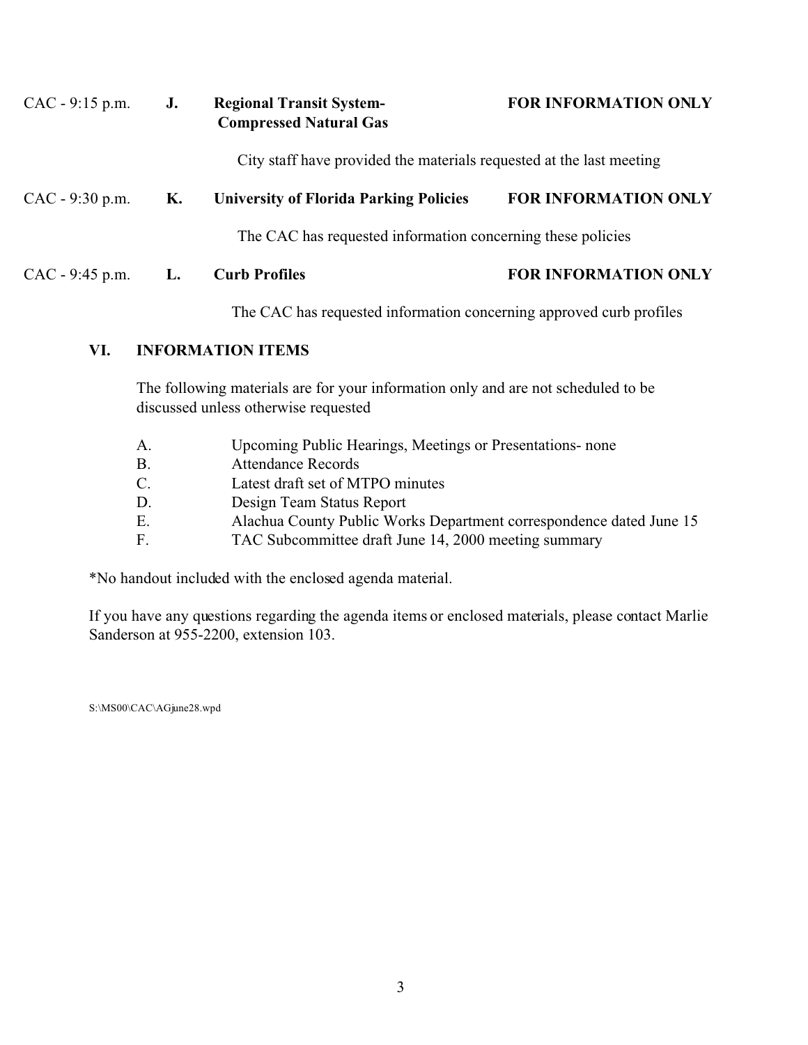CAC - 9:15 p.m. **J. Regional Transit System- Compressed Natural Gas** **FOR INFORMATION ONLY**

City staff have provided the materials requested at the last meeting

CAC - 9:30 p.m. **K. University of Florida Parking Policies** **FOR INFORMATION ONLY**

The CAC has requested information concerning these policies

CAC - 9:45 p.m. **L. Curb Profiles** **FOR INFORMATION ONLY**

The CAC has requested information concerning approved curb profiles

## VI. INFORMATION ITEMS

The following materials are for your information only and are not scheduled to be discussed unless otherwise requested

A. Upcoming Public Hearings, Meetings or Presentations- none
B. Attendance Records
C. Latest draft set of MTPO minutes
D. Design Team Status Report
E. Alachua County Public Works Department correspondence dated June 15
F. TAC Subcommittee draft June 14, 2000 meeting summary

*No handout included with the enclosed agenda material.

If you have any questions regarding the agenda items or enclosed materials, please contact Marlie Sanderson at 955-2200, extension 103.

S:\MS00\CAC\AGjune28.wpd